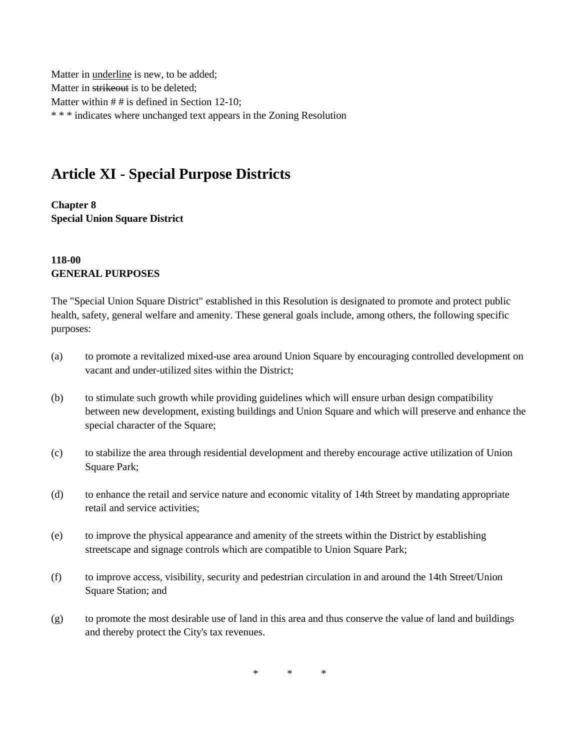Matter in <u>underline</u> is new, to be added;
Matter in ~~strikeout~~ is to be deleted;
Matter within # # is defined in Section 12-10;
* * * indicates where unchanged text appears in the Zoning Resolution

# Article XI - Special Purpose Districts

**Chapter 8**
**Special Union Square District**

**118-00**
**GENERAL PURPOSES**

The "Special Union Square District" established in this Resolution is designated to promote and protect public health, safety, general welfare and amenity. These general goals include, among others, the following specific purposes:

(a) to promote a revitalized mixed-use area around Union Square by encouraging controlled development on vacant and under-utilized sites within the District;

(b) to stimulate such growth while providing guidelines which will ensure urban design compatibility between new development, existing buildings and Union Square and which will preserve and enhance the special character of the Square;

(c) to stabilize the area through residential development and thereby encourage active utilization of Union Square Park;

(d) to enhance the retail and service nature and economic vitality of 14th Street by mandating appropriate retail and service activities;

(e) to improve the physical appearance and amenity of the streets within the District by establishing streetscape and signage controls which are compatible to Union Square Park;

(f) to improve access, visibility, security and pedestrian circulation in and around the 14th Street/Union Square Station; and

(g) to promote the most desirable use of land in this area and thus conserve the value of land and buildings and thereby protect the City's tax revenues.

\* \* \*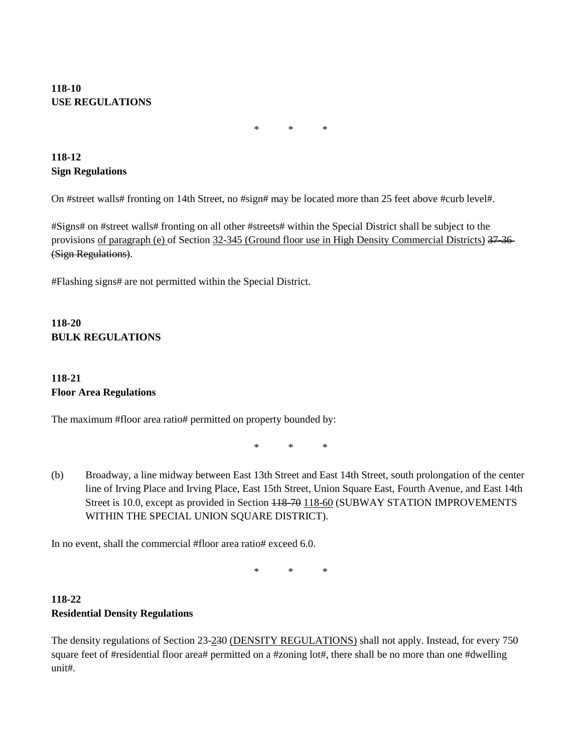**118-10**
**USE REGULATIONS**

\*   \*   \*

**118-12**
**Sign Regulations**

On #street walls# fronting on 14th Street, no #sign# may be located more than 25 feet above #curb level#.

#Signs# on #street walls# fronting on all other #streets# within the Special District shall be subject to the provisions of paragraph (e) of Section 32-345 (Ground floor use in High Density Commercial Districts) ~~37-36 (Sign Regulations)~~.

#Flashing signs# are not permitted within the Special District.

**118-20**
**BULK REGULATIONS**

**118-21**
**Floor Area Regulations**

The maximum #floor area ratio# permitted on property bounded by:

\*   \*   \*

(b) Broadway, a line midway between East 13th Street and East 14th Street, south prolongation of the center line of Irving Place and Irving Place, East 15th Street, Union Square East, Fourth Avenue, and East 14th Street is 10.0, except as provided in Section ~~118-70~~ 118-60 (SUBWAY STATION IMPROVEMENTS WITHIN THE SPECIAL UNION SQUARE DISTRICT).

In no event, shall the commercial #floor area ratio# exceed 6.0.

\*   \*   \*

**118-22**
**Residential Density Regulations**

The density regulations of Section 23-2~~3~~0 (DENSITY REGULATIONS) shall not apply. Instead, for every 750 square feet of #residential floor area# permitted on a #zoning lot#, there shall be no more than one #dwelling unit#.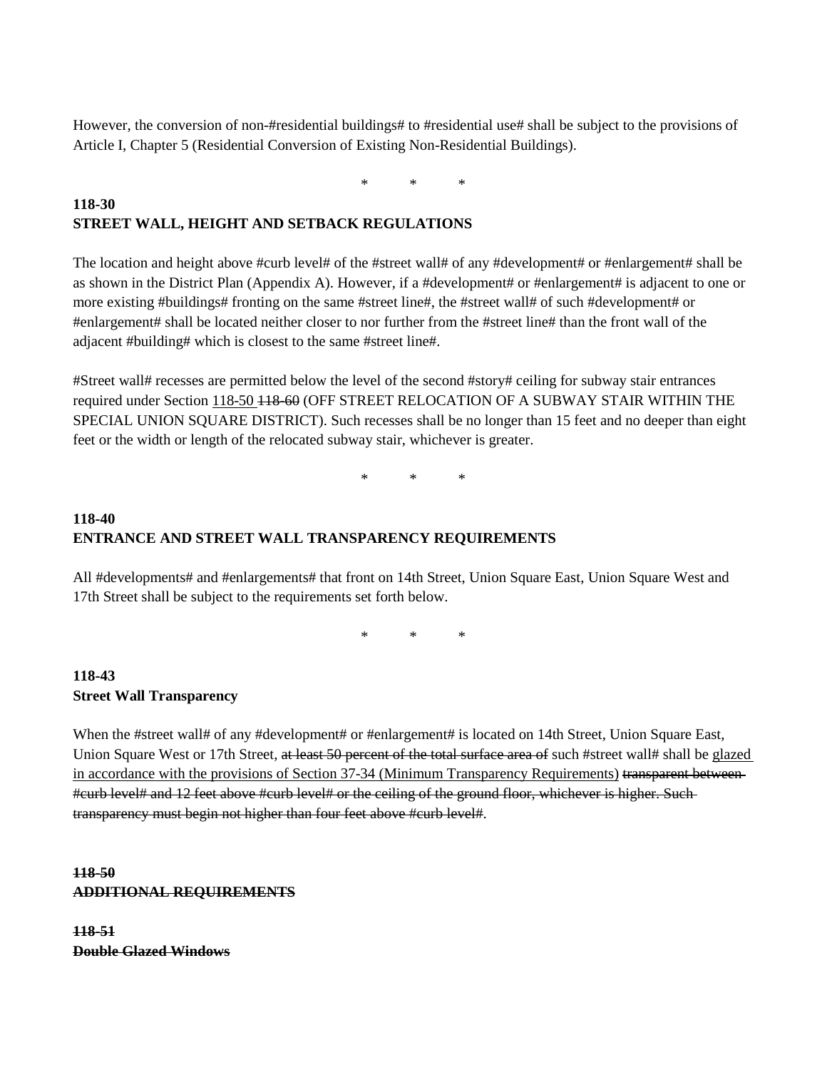However, the conversion of non-#residential buildings# to #residential use# shall be subject to the provisions of Article I, Chapter 5 (Residential Conversion of Existing Non-Residential Buildings).

\*          \*          \*

**118-30**
**STREET WALL, HEIGHT AND SETBACK REGULATIONS**

The location and height above #curb level# of the #street wall# of any #development# or #enlargement# shall be as shown in the District Plan (Appendix A). However, if a #development# or #enlargement# is adjacent to one or more existing #buildings# fronting on the same #street line#, the #street wall# of such #development# or #enlargement# shall be located neither closer to nor further from the #street line# than the front wall of the adjacent #building# which is closest to the same #street line#.

#Street wall# recesses are permitted below the level of the second #story# ceiling for subway stair entrances required under Section <u>118-50</u> ~~118-60~~ (OFF STREET RELOCATION OF A SUBWAY STAIR WITHIN THE SPECIAL UNION SQUARE DISTRICT). Such recesses shall be no longer than 15 feet and no deeper than eight feet or the width or length of the relocated subway stair, whichever is greater.

\*          \*          \*

**118-40**
**ENTRANCE AND STREET WALL TRANSPARENCY REQUIREMENTS**

All #developments# and #enlargements# that front on 14th Street, Union Square East, Union Square West and 17th Street shall be subject to the requirements set forth below.

\*          \*          \*

**118-43**
**Street Wall Transparency**

When the #street wall# of any #development# or #enlargement# is located on 14th Street, Union Square East, Union Square West or 17th Street, ~~at least 50 percent of the total surface area of~~ such #street wall# shall be <u>glazed in accordance with the provisions of Section 37-34 (Minimum Transparency Requirements)</u> ~~transparent between #curb level# and 12 feet above #curb level# or the ceiling of the ground floor, whichever is higher. Such transparency must begin not higher than four feet above #curb level#~~.

~~**118-50**~~
~~**ADDITIONAL REQUIREMENTS**~~

~~**118-51**~~
~~**Double Glazed Windows**~~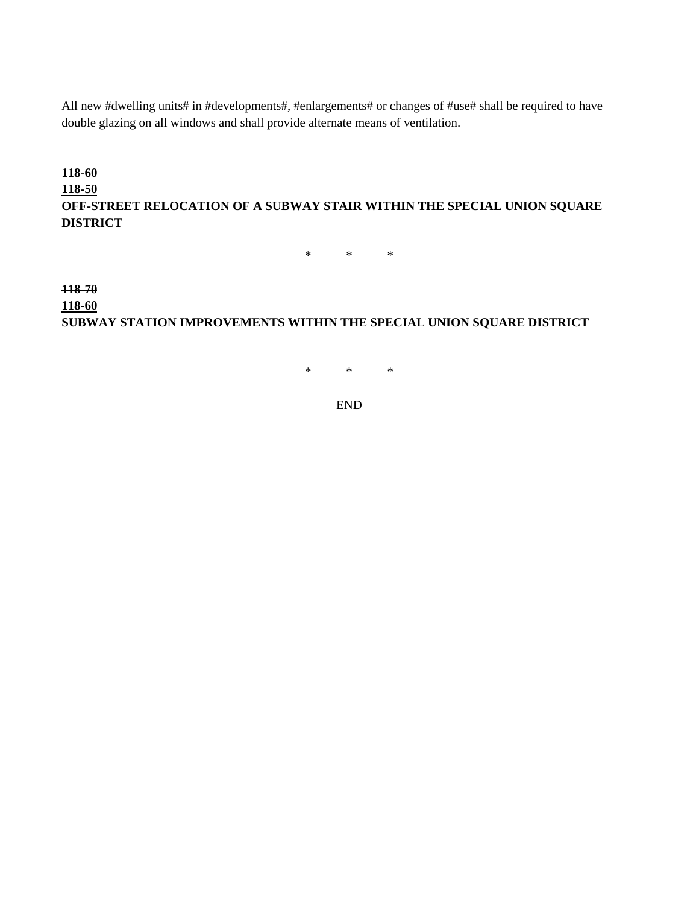~~All new #dwelling units# in #developments#, #enlargements# or changes of #use# shall be required to have double glazing on all windows and shall provide alternate means of ventilation.~~

**~~118-60~~**

**<u>118-50</u>**

**OFF-STREET RELOCATION OF A SUBWAY STAIR WITHIN THE SPECIAL UNION SQUARE DISTRICT**

\*     \*     \*

**~~118-70~~**

**<u>118-60</u>**

**SUBWAY STATION IMPROVEMENTS WITHIN THE SPECIAL UNION SQUARE DISTRICT**

\*     \*     \*

END